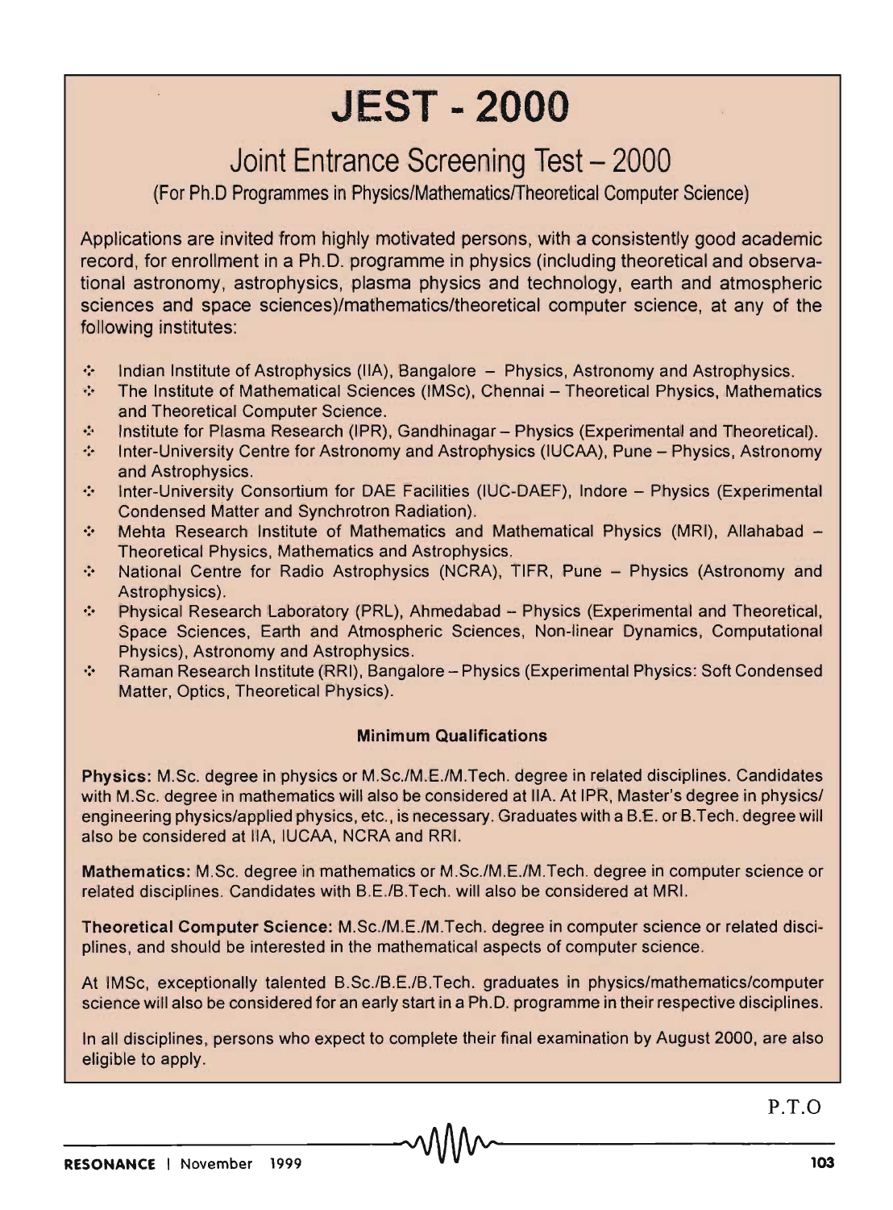# JEST - 2000

## Joint Entrance Screening Test – 2000

(For Ph.D Programmes in Physics/Mathematics/Theoretical Computer Science)

Applications are invited from highly motivated persons, with a consistently good academic record, for enrollment in a Ph.D. programme in physics (including theoretical and observational astronomy, astrophysics, plasma physics and technology, earth and atmospheric sciences and space sciences)/mathematics/theoretical computer science, at any of the following institutes:

- Indian Institute of Astrophysics (IIA), Bangalore – Physics, Astronomy and Astrophysics.
- The Institute of Mathematical Sciences (IMSc), Chennai – Theoretical Physics, Mathematics and Theoretical Computer Science.
- Institute for Plasma Research (IPR), Gandhinagar – Physics (Experimental and Theoretical).
- Inter-University Centre for Astronomy and Astrophysics (IUCAA), Pune – Physics, Astronomy and Astrophysics.
- Inter-University Consortium for DAE Facilities (IUC-DAEF), Indore – Physics (Experimental Condensed Matter and Synchrotron Radiation).
- Mehta Research Institute of Mathematics and Mathematical Physics (MRI), Allahabad – Theoretical Physics, Mathematics and Astrophysics.
- National Centre for Radio Astrophysics (NCRA), TIFR, Pune – Physics (Astronomy and Astrophysics).
- Physical Research Laboratory (PRL), Ahmedabad – Physics (Experimental and Theoretical, Space Sciences, Earth and Atmospheric Sciences, Non-linear Dynamics, Computational Physics), Astronomy and Astrophysics.
- Raman Research Institute (RRI), Bangalore – Physics (Experimental Physics: Soft Condensed Matter, Optics, Theoretical Physics).

### Minimum Qualifications

**Physics:** M.Sc. degree in physics or M.Sc./M.E./M.Tech. degree in related disciplines. Candidates with M.Sc. degree in mathematics will also be considered at IIA. At IPR, Master's degree in physics/engineering physics/applied physics, etc., is necessary. Graduates with a B.E. or B.Tech. degree will also be considered at IIA, IUCAA, NCRA and RRI.

**Mathematics:** M.Sc. degree in mathematics or M.Sc./M.E./M.Tech. degree in computer science or related disciplines. Candidates with B.E./B.Tech. will also be considered at MRI.

**Theoretical Computer Science:** M.Sc./M.E./M.Tech. degree in computer science or related disciplines, and should be interested in the mathematical aspects of computer science.

At IMSc, exceptionally talented B.Sc./B.E./B.Tech. graduates in physics/mathematics/computer science will also be considered for an early start in a Ph.D. programme in their respective disciplines.

In all disciplines, persons who expect to complete their final examination by August 2000, are also eligible to apply.

P.T.O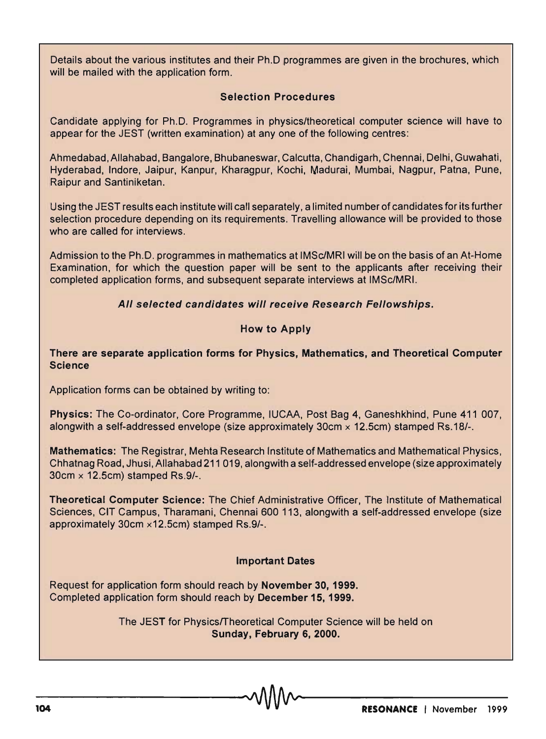Details about the various institutes and their Ph.D programmes are given in the brochures, which will be mailed with the application form.

### Selection Procedures

Candidate applying for Ph.D. Programmes in physics/theoretical computer science will have to appear for the JEST (written examination) at any one of the following centres:

Ahmedabad, Allahabad, Bangalore, Bhubaneswar, Calcutta, Chandigarh, Chennai, Delhi, Guwahati, Hyderabad, Indore, Jaipur, Kanpur, Kharagpur, Kochi, Madurai, Mumbai, Nagpur, Patna, Pune, Raipur and Santiniketan.

Using the JEST results each institute will call separately, a limited number of candidates for its further selection procedure depending on its requirements. Travelling allowance will be provided to those who are called for interviews.

Admission to the Ph.D. programmes in mathematics at IMSc/MRI will be on the basis of an At-Home Examination, for which the question paper will be sent to the applicants after receiving their completed application forms, and subsequent separate interviews at IMSc/MRI.

***All selected candidates will receive Research Fellowships.***

### How to Apply

**There are separate application forms for Physics, Mathematics, and Theoretical Computer Science**

Application forms can be obtained by writing to:

**Physics:** The Co-ordinator, Core Programme, IUCAA, Post Bag 4, Ganeshkhind, Pune 411 007, alongwith a self-addressed envelope (size approximately 30cm × 12.5cm) stamped Rs.18/-.

**Mathematics:** The Registrar, Mehta Research Institute of Mathematics and Mathematical Physics, Chhatnag Road, Jhusi, Allahabad 211 019, alongwith a self-addressed envelope (size approximately 30cm × 12.5cm) stamped Rs.9/-.

**Theoretical Computer Science:** The Chief Administrative Officer, The Institute of Mathematical Sciences, CIT Campus, Tharamani, Chennai 600 113, alongwith a self-addressed envelope (size approximately 30cm ×12.5cm) stamped Rs.9/-.

### Important Dates

Request for application form should reach by **November 30, 1999.**
Completed application form should reach by **December 15, 1999.**

The JEST for Physics/Theoretical Computer Science will be held on
**Sunday, February 6, 2000.**